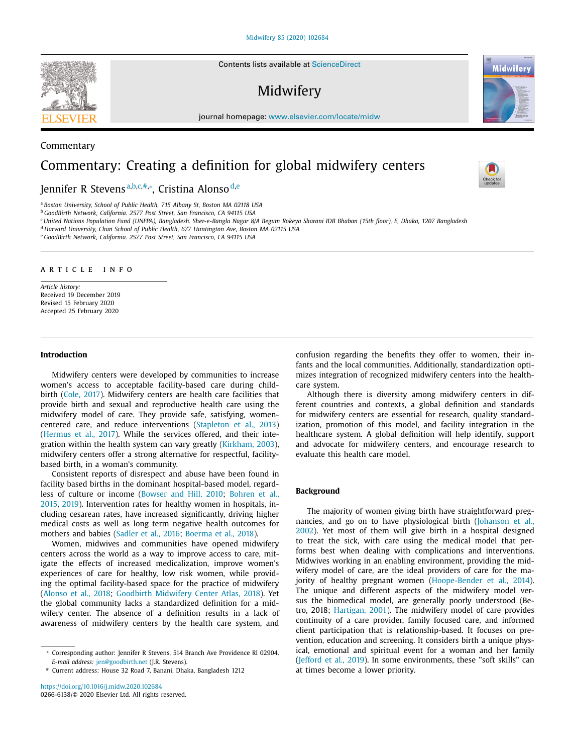Commentary

# Commentary: Creating a definition for global midwifery centers

Jennifer R Stevens[a,b,c,#,*], Cristina Alonso[d,e]

[a] Boston University, School of Public Health, 715 Albany St, Boston MA 02118 USA
[b] GoodBirth Network, California. 2577 Post Street, San Francisco, CA 94115 USA
[c] United Nations Population Fund (UNFPA), Bangladesh. Sher-e-Bangla Nagar 8/A Begum Rokeya Sharani IDB Bhaban (15th floor), E, Dhaka, 1207 Bangladesh
[d] Harvard University, Chan School of Public Health, 677 Huntington Ave, Boston MA 02115 USA
[e] GoodBirth Network, California. 2577 Post Street, San Francisco, CA 94115 USA

ARTICLE INFO

*Article history:*
Received 19 December 2019
Revised 15 February 2020
Accepted 25 February 2020

## Introduction

Midwifery centers were developed by communities to increase women's access to acceptable facility-based care during childbirth (Cole, 2017). Midwifery centers are health care facilities that provide birth and sexual and reproductive health care using the midwifery model of care. They provide safe, satisfying, women-centered care, and reduce interventions (Stapleton et al., 2013) (Hermus et al., 2017). While the services offered, and their integration within the health system can vary greatly (Kirkham, 2003), midwifery centers offer a strong alternative for respectful, facility-based birth, in a woman's community.

Consistent reports of disrespect and abuse have been found in facility based births in the dominant hospital-based model, regardless of culture or income (Bowser and Hill, 2010; Bohren et al., 2015, 2019). Intervention rates for healthy women in hospitals, including cesarean rates, have increased significantly, driving higher medical costs as well as long term negative health outcomes for mothers and babies (Sadler et al., 2016; Boerma et al., 2018).

Women, midwives and communities have opened midwifery centers across the world as a way to improve access to care, mitigate the effects of increased medicalization, improve women's experiences of care for healthy, low risk women, while providing the optimal facility-based space for the practice of midwifery (Alonso et al., 2018; Goodbirth Midwifery Center Atlas, 2018). Yet the global community lacks a standardized definition for a midwifery center. The absence of a definition results in a lack of awareness of midwifery centers by the health care system, and confusion regarding the benefits they offer to women, their infants and the local communities. Additionally, standardization optimizes integration of recognized midwifery centers into the health-care system.

Although there is diversity among midwifery centers in different countries and contexts, a global definition and standards for midwifery centers are essential for research, quality standardization, promotion of this model, and facility integration in the healthcare system. A global definition will help identify, support and advocate for midwifery centers, and encourage research to evaluate this health care model.

## Background

The majority of women giving birth have straightforward pregnancies, and go on to have physiological birth (Johanson et al., 2002). Yet most of them will give birth in a hospital designed to treat the sick, with care using the medical model that performs best when dealing with complications and interventions. Midwives working in an enabling environment, providing the midwifery model of care, are the ideal providers of care for the majority of healthy pregnant women (Hoope-Bender et al., 2014). The unique and different aspects of the midwifery model versus the biomedical model, are generally poorly understood (Betro, 2018; Hartigan, 2001). The midwifery model of care provides continuity of a care provider, family focused care, and informed client participation that is relationship-based. It focuses on prevention, education and screening. It considers birth a unique physical, emotional and spiritual event for a woman and her family (Jefford et al., 2019). In some environments, these "soft skills" can at times become a lower priority.

---

* Corresponding author: Jennifer R Stevens, 514 Branch Ave Providence RI 02904.
*E-mail address:* jen@goodbirth.net (J.R. Stevens).
# Current address: House 32 Road 7, Banani, Dhaka, Bangladesh 1212

https://doi.org/10.1016/j.midw.2020.102684
0266-6138/© 2020 Elsevier Ltd. All rights reserved.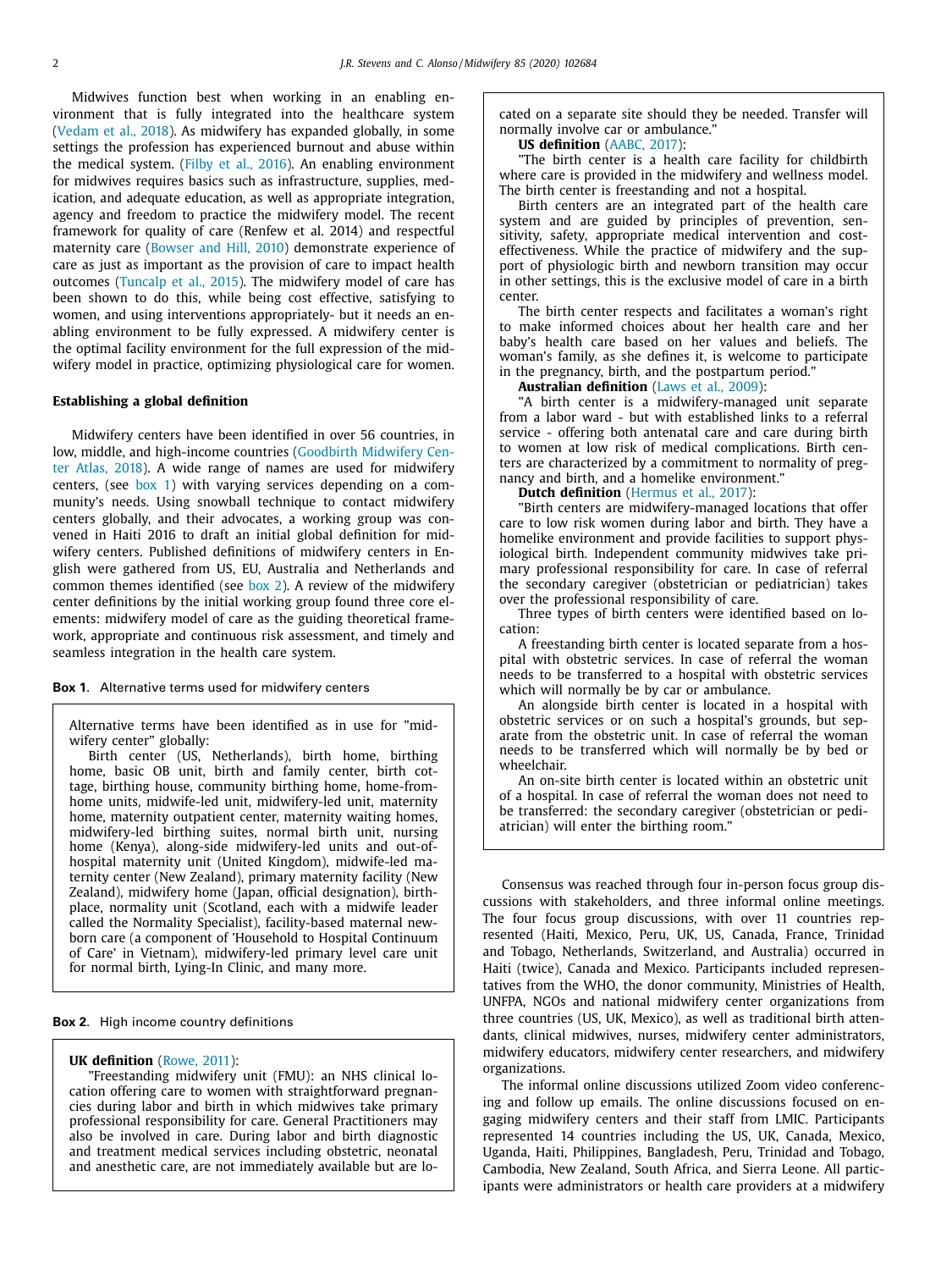Midwives function best when working in an enabling environment that is fully integrated into the healthcare system (Vedam et al., 2018). As midwifery has expanded globally, in some settings the profession has experienced burnout and abuse within the medical system. (Filby et al., 2016). An enabling environment for midwives requires basics such as infrastructure, supplies, medication, and adequate education, as well as appropriate integration, agency and freedom to practice the midwifery model. The recent framework for quality of care (Renfew et al. 2014) and respectful maternity care (Bowser and Hill, 2010) demonstrate experience of care as just as important as the provision of care to impact health outcomes (Tuncalp et al., 2015). The midwifery model of care has been shown to do this, while being cost effective, satisfying to women, and using interventions appropriately- but it needs an enabling environment to be fully expressed. A midwifery center is the optimal facility environment for the full expression of the midwifery model in practice, optimizing physiological care for women.

## Establishing a global definition

Midwifery centers have been identified in over 56 countries, in low, middle, and high-income countries (Goodbirth Midwifery Center Atlas, 2018). A wide range of names are used for midwifery centers, (see box 1) with varying services depending on a community's needs. Using snowball technique to contact midwifery centers globally, and their advocates, a working group was convened in Haiti 2016 to draft an initial global definition for midwifery centers. Published definitions of midwifery centers in English were gathered from US, EU, Australia and Netherlands and common themes identified (see box 2). A review of the midwifery center definitions by the initial working group found three core elements: midwifery model of care as the guiding theoretical framework, appropriate and continuous risk assessment, and timely and seamless integration in the health care system.

**Box 1.** Alternative terms used for midwifery centers

Alternative terms have been identified as in use for "midwifery center" globally:

Birth center (US, Netherlands), birth home, birthing home, basic OB unit, birth and family center, birth cottage, birthing house, community birthing home, home-from-home units, midwife-led unit, midwifery-led unit, maternity home, maternity outpatient center, maternity waiting homes, midwifery-led birthing suites, normal birth unit, nursing home (Kenya), along-side midwifery-led units and out-of-hospital maternity unit (United Kingdom), midwife-led maternity center (New Zealand), primary maternity facility (New Zealand), midwifery home (Japan, official designation), birthplace, normality unit (Scotland, each with a midwife leader called the Normality Specialist), facility-based maternal newborn care (a component of 'Household to Hospital Continuum of Care' in Vietnam), midwifery-led primary level care unit for normal birth, Lying-In Clinic, and many more.

**Box 2.** High income country definitions

**UK definition** (Rowe, 2011):

"Freestanding midwifery unit (FMU): an NHS clinical location offering care to women with straightforward pregnancies during labor and birth in which midwives take primary professional responsibility for care. General Practitioners may also be involved in care. During labor and birth diagnostic and treatment medical services including obstetric, neonatal and anesthetic care, are not immediately available but are located on a separate site should they be needed. Transfer will normally involve car or ambulance."

**US definition** (AABC, 2017):

"The birth center is a health care facility for childbirth where care is provided in the midwifery and wellness model. The birth center is freestanding and not a hospital.

Birth centers are an integrated part of the health care system and are guided by principles of prevention, sensitivity, safety, appropriate medical intervention and cost-effectiveness. While the practice of midwifery and the support of physiologic birth and newborn transition may occur in other settings, this is the exclusive model of care in a birth center.

The birth center respects and facilitates a woman's right to make informed choices about her health care and her baby's health care based on her values and beliefs. The woman's family, as she defines it, is welcome to participate in the pregnancy, birth, and the postpartum period."

**Australian definition** (Laws et al., 2009):

"A birth center is a midwifery-managed unit separate from a labor ward - but with established links to a referral service - offering both antenatal care and care during birth to women at low risk of medical complications. Birth centers are characterized by a commitment to normality of pregnancy and birth, and a homelike environment."

**Dutch definition** (Hermus et al., 2017):

"Birth centers are midwifery-managed locations that offer care to low risk women during labor and birth. They have a homelike environment and provide facilities to support physiological birth. Independent community midwives take primary professional responsibility for care. In case of referral the secondary caregiver (obstetrician or pediatrician) takes over the professional responsibility of care.

Three types of birth centers were identified based on location:

A freestanding birth center is located separate from a hospital with obstetric services. In case of referral the woman needs to be transferred to a hospital with obstetric services which will normally be by car or ambulance.

An alongside birth center is located in a hospital with obstetric services or on such a hospital's grounds, but separate from the obstetric unit. In case of referral the woman needs to be transferred which will normally be by bed or wheelchair.

An on-site birth center is located within an obstetric unit of a hospital. In case of referral the woman does not need to be transferred: the secondary caregiver (obstetrician or pediatrician) will enter the birthing room."

Consensus was reached through four in-person focus group discussions with stakeholders, and three informal online meetings. The four focus group discussions, with over 11 countries represented (Haiti, Mexico, Peru, UK, US, Canada, France, Trinidad and Tobago, Netherlands, Switzerland, and Australia) occurred in Haiti (twice), Canada and Mexico. Participants included representatives from the WHO, the donor community, Ministries of Health, UNFPA, NGOs and national midwifery center organizations from three countries (US, UK, Mexico), as well as traditional birth attendants, clinical midwives, nurses, midwifery center administrators, midwifery educators, midwifery center researchers, and midwifery organizations.

The informal online discussions utilized Zoom video conferencing and follow up emails. The online discussions focused on engaging midwifery centers and their staff from LMIC. Participants represented 14 countries including the US, UK, Canada, Mexico, Uganda, Haiti, Philippines, Bangladesh, Peru, Trinidad and Tobago, Cambodia, New Zealand, South Africa, and Sierra Leone. All participants were administrators or health care providers at a midwifery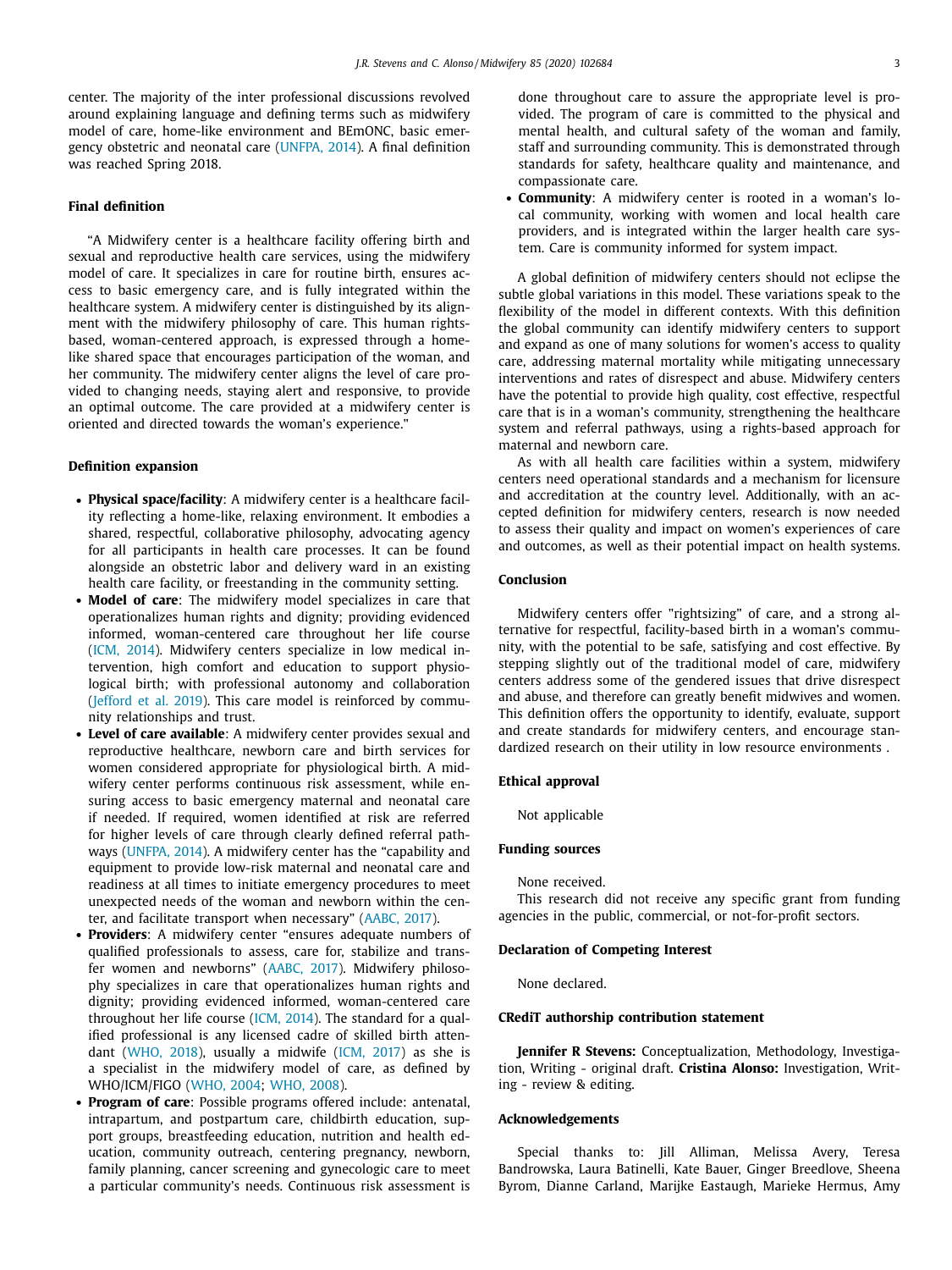center. The majority of the inter professional discussions revolved around explaining language and defining terms such as midwifery model of care, home-like environment and BEmONC, basic emergency obstetric and neonatal care (UNFPA, 2014). A final definition was reached Spring 2018.

## Final definition

"A Midwifery center is a healthcare facility offering birth and sexual and reproductive health care services, using the midwifery model of care. It specializes in care for routine birth, ensures access to basic emergency care, and is fully integrated within the healthcare system. A midwifery center is distinguished by its alignment with the midwifery philosophy of care. This human rights-based, woman-centered approach, is expressed through a home-like shared space that encourages participation of the woman, and her community. The midwifery center aligns the level of care provided to changing needs, staying alert and responsive, to provide an optimal outcome. The care provided at a midwifery center is oriented and directed towards the woman's experience."

## Definition expansion

- **Physical space/facility**: A midwifery center is a healthcare facility reflecting a home-like, relaxing environment. It embodies a shared, respectful, collaborative philosophy, advocating agency for all participants in health care processes. It can be found alongside an obstetric labor and delivery ward in an existing health care facility, or freestanding in the community setting.
- **Model of care**: The midwifery model specializes in care that operationalizes human rights and dignity; providing evidenced informed, woman-centered care throughout her life course (ICM, 2014). Midwifery centers specialize in low medical intervention, high comfort and education to support physiological birth; with professional autonomy and collaboration (Jefford et al. 2019). This care model is reinforced by community relationships and trust.
- **Level of care available**: A midwifery center provides sexual and reproductive healthcare, newborn care and birth services for women considered appropriate for physiological birth. A midwifery center performs continuous risk assessment, while ensuring access to basic emergency maternal and neonatal care if needed. If required, women identified at risk are referred for higher levels of care through clearly defined referral pathways (UNFPA, 2014). A midwifery center has the "capability and equipment to provide low-risk maternal and neonatal care and readiness at all times to initiate emergency procedures to meet unexpected needs of the woman and newborn within the center, and facilitate transport when necessary" (AABC, 2017).
- **Providers**: A midwifery center "ensures adequate numbers of qualified professionals to assess, care for, stabilize and transfer women and newborns" (AABC, 2017). Midwifery philosophy specializes in care that operationalizes human rights and dignity; providing evidenced informed, woman-centered care throughout her life course (ICM, 2014). The standard for a qualified professional is any licensed cadre of skilled birth attendant (WHO, 2018), usually a midwife (ICM, 2017) as she is a specialist in the midwifery model of care, as defined by WHO/ICM/FIGO (WHO, 2004; WHO, 2008).
- **Program of care**: Possible programs offered include: antenatal, intrapartum, and postpartum care, childbirth education, support groups, breastfeeding education, nutrition and health education, community outreach, centering pregnancy, newborn, family planning, cancer screening and gynecologic care to meet a particular community's needs. Continuous risk assessment is done throughout care to assure the appropriate level is provided. The program of care is committed to the physical and mental health, and cultural safety of the woman and family, staff and surrounding community. This is demonstrated through standards for safety, healthcare quality and maintenance, and compassionate care.
- **Community**: A midwifery center is rooted in a woman's local community, working with women and local health care providers, and is integrated within the larger health care system. Care is community informed for system impact.

A global definition of midwifery centers should not eclipse the subtle global variations in this model. These variations speak to the flexibility of the model in different contexts. With this definition the global community can identify midwifery centers to support and expand as one of many solutions for women's access to quality care, addressing maternal mortality while mitigating unnecessary interventions and rates of disrespect and abuse. Midwifery centers have the potential to provide high quality, cost effective, respectful care that is in a woman's community, strengthening the healthcare system and referral pathways, using a rights-based approach for maternal and newborn care.

As with all health care facilities within a system, midwifery centers need operational standards and a mechanism for licensure and accreditation at the country level. Additionally, with an accepted definition for midwifery centers, research is now needed to assess their quality and impact on women's experiences of care and outcomes, as well as their potential impact on health systems.

## Conclusion

Midwifery centers offer "rightsizing" of care, and a strong alternative for respectful, facility-based birth in a woman's community, with the potential to be safe, satisfying and cost effective. By stepping slightly out of the traditional model of care, midwifery centers address some of the gendered issues that drive disrespect and abuse, and therefore can greatly benefit midwives and women. This definition offers the opportunity to identify, evaluate, support and create standards for midwifery centers, and encourage standardized research on their utility in low resource environments .

## Ethical approval

Not applicable

## Funding sources

None received.

This research did not receive any specific grant from funding agencies in the public, commercial, or not-for-profit sectors.

## Declaration of Competing Interest

None declared.

## CRediT authorship contribution statement

**Jennifer R Stevens:** Conceptualization, Methodology, Investigation, Writing - original draft. **Cristina Alonso:** Investigation, Writing - review & editing.

## Acknowledgements

Special thanks to: Jill Alliman, Melissa Avery, Teresa Bandrowska, Laura Batinelli, Kate Bauer, Ginger Breedlove, Sheena Byrom, Dianne Carland, Marijke Eastaugh, Marieke Hermus, Amy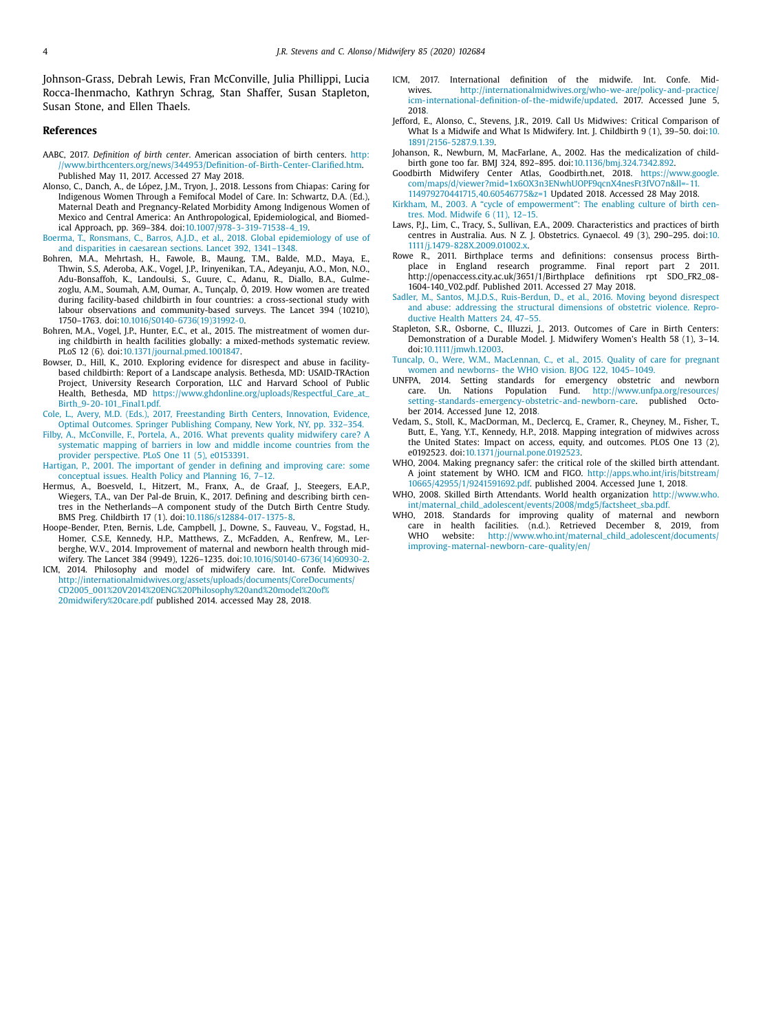Johnson-Grass, Debrah Lewis, Fran McConville, Julia Phillippi, Lucia Rocca-Ihenmacho, Kathryn Schrag, Stan Shaffer, Susan Stapleton, Susan Stone, and Ellen Thaels.

## References

AABC, 2017. *Definition of birth center*. American association of birth centers. http://www.birthcenters.org/news/344953/Definition-of-Birth-Center-Clarified.htm. Published May 11, 2017. Accessed 27 May 2018.

Alonso, C., Danch, A., de López, J.M., Tryon, J., 2018. Lessons from Chiapas: Caring for Indigenous Women Through a Femifocal Model of Care. In: Schwartz, D.A. (Ed.), Maternal Death and Pregnancy-Related Morbidity Among Indigenous Women of Mexico and Central America: An Anthropological, Epidemiological, and Biomedical Approach, pp. 369–384. doi:10.1007/978-3-319-71538-4_19.

Boerma, T., Ronsmans, C., Barros, A.J.D., et al., 2018. Global epidemiology of use of and disparities in caesarean sections. Lancet 392, 1341–1348.

Bohren, M.A., Mehrtash, H., Fawole, B., Maung, T.M., Balde, M.D., Maya, E., Thwin, S.S, Aderoba, A.K., Vogel, J.P., Irinyenikan, T.A., Adeyanju, A.O., Mon, N.O., Adu-Bonsaffoh, K., Landoulsi, S., Guure, C., Adanu, R., Diallo, B.A., Gulmezoglu, A.M., Soumah, A.M, Oumar, A., Tunçalp, Ö, 2019. How women are treated during facility-based childbirth in four countries: a cross-sectional study with labour observations and community-based surveys. The Lancet 394 (10210), 1750–1763. doi:10.1016/S0140-6736(19)31992-0.

Bohren, M.A., Vogel, J.P., Hunter, E.C., et al., 2015. The mistreatment of women during childbirth in health facilities globally: a mixed-methods systematic review. PLoS 12 (6). doi:10.1371/journal.pmed.1001847.

Bowser, D., Hill, K., 2010. Exploring evidence for disrespect and abuse in facility-based childbirth: Report of a Landscape analysis. Bethesda, MD: USAID-TRAction Project, University Research Corporation, LLC and Harvard School of Public Health, Bethesda, MD https://www.ghdonline.org/uploads/Respectful_Care_at_Birth_9-20-101_Final1.pdf.

Cole, L., Avery, M.D. (Eds.), 2017, Freestanding Birth Centers, Innovation, Evidence, Optimal Outcomes. Springer Publishing Company, New York, NY, pp. 332–354.

Filby, A., McConville, F., Portela, A., 2016. What prevents quality midwifery care? A systematic mapping of barriers in low and middle income countries from the provider perspective. PLoS One 11 (5), e0153391.

Hartigan, P., 2001. The important of gender in defining and improving care: some conceptual issues. Health Policy and Planning 16, 7–12.

Hermus, A., Boesveld, I., Hitzert, M., Franx, A., de Graaf, J., Steegers, E.A.P., Wiegers, T.A., van Der Pal-de Bruin, K., 2017. Defining and describing birth centres in the Netherlands—A component study of the Dutch Birth Centre Study. BMS Preg. Childbirth 17 (1). doi:10.1186/s12884-017-1375-8.

Hoope-Bender, P.ten, Bernis, L.de, Campbell, J., Downe, S., Fauveau, V., Fogstad, H., Homer, C.S.E, Kennedy, H.P., Matthews, Z., McFadden, A., Renfrew, M., Lerberghe, W.V., 2014. Improvement of maternal and newborn health through midwifery. The Lancet 384 (9949), 1226–1235. doi:10.1016/S0140-6736(14)60930-2.

ICM, 2014. Philosophy and model of midwifery care. Int. Confe. Midwives http://internationalmidwives.org/assets/uploads/documents/CoreDocuments/CD2005_001%20V2014%20ENG%20Philosophy%20and%20model%20of%20midwifery%20care.pdf published 2014. accessed May 28, 2018.

ICM, 2017. International definition of the midwife. Int. Confe. Midwives. http://internationalmidwives.org/who-we-are/policy-and-practice/icm-international-definition-of-the-midwife/updated. 2017. Accessed June 5, 2018.

Jefford, E., Alonso, C., Stevens, J.R., 2019. Call Us Midwives: Critical Comparison of What Is a Midwife and What Is Midwifery. Int. J. Childbirth 9 (1), 39–50. doi:10.1891/2156-5287.9.1.39.

Johanson, R., Newburn, M, MacFarlane, A., 2002. Has the medicalization of childbirth gone too far. BMJ 324, 892–895. doi:10.1136/bmj.324.7342.892.

Goodbirth Midwifery Center Atlas, Goodbirth.net, 2018. https://www.google.com/maps/d/viewer?mid=1x6OX3n3ENwhUOPF9qcnX4nesFt3fVO7n&ll=-11.114979270441715,40.60546775&z=1 Updated 2018. Accessed 28 May 2018.

Kirkham, M., 2003. A "cycle of empowerment": The enabling culture of birth centres. Mod. Midwife 6 (11), 12–15.

Laws, P.J., Lim, C., Tracy, S., Sullivan, E.A., 2009. Characteristics and practices of birth centres in Australia. Aus. N Z. J. Obstetrics. Gynaecol. 49 (3), 290–295. doi:10.1111/j.1479-828X.2009.01002.x.

Rowe R., 2011. Birthplace terms and definitions: consensus process Birthplace in England research programme. Final report part 2 2011. http://openaccess.city.ac.uk/3651/1/Birthplace definitions rpt SDO_FR2_08-1604-140_V02.pdf. Published 2011. Accessed 27 May 2018.

Sadler, M., Santos, M.J.D.S., Ruis-Berdun, D., et al., 2016. Moving beyond disrespect and abuse: addressing the structural dimensions of obstetric violence. Reproductive Health Matters 24, 47–55.

Stapleton, S.R., Osborne, C., Illuzzi, J., 2013. Outcomes of Care in Birth Centers: Demonstration of a Durable Model. J. Midwifery Women's Health 58 (1), 3–14. doi:10.1111/jmwh.12003.

Tuncalp, O., Were, W.M., MacLennan, C., et al., 2015. Quality of care for pregnant women and newborns- the WHO vision. BJOG 122, 1045–1049.

UNFPA, 2014. Setting standards for emergency obstetric and newborn care. Un. Nations Population Fund. http://www.unfpa.org/resources/setting-standards-emergency-obstetric-and-newborn-care. published October 2014. Accessed June 12, 2018.

Vedam, S., Stoll, K., MacDorman, M., Declercq, E., Cramer, R., Cheyney, M., Fisher, T., Butt, E., Yang, Y.T., Kennedy, H.P., 2018. Mapping integration of midwives across the United States: Impact on access, equity, and outcomes. PLOS One 13 (2), e0192523. doi:10.1371/journal.pone.0192523.

WHO, 2004. Making pregnancy safer: the critical role of the skilled birth attendant. A joint statement by WHO. ICM and FIGO. http://apps.who.int/iris/bitstream/10665/42955/1/9241591692.pdf. published 2004. Accessed June 1, 2018.

WHO, 2008. Skilled Birth Attendants. World health organization http://www.who.int/maternal_child_adolescent/events/2008/mdg5/factsheet_sba.pdf.

WHO, 2018. Standards for improving quality of maternal and newborn care in health facilities. (n.d.). Retrieved December 8, 2019, from WHO website: http://www.who.int/maternal_child_adolescent/documents/improving-maternal-newborn-care-quality/en/